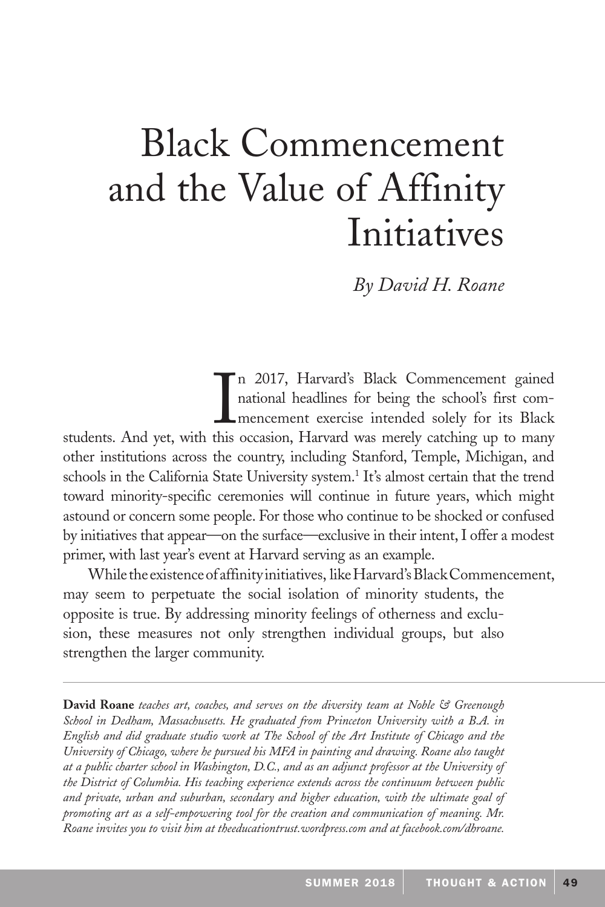# Black Commencement and the Value of Affinity Initiatives

*By David H. Roane*

In 2017, Harvard's Black Commencement gained national headlines for being the school's first commencement exercise intended solely for its Black students. And yet, with this occasion, Harvard was merely catching up to many other institutions across the country, including Stanford, Temple, Michigan, and schools in the California State University system.[1] It's almost certain that the trend toward minority-specific ceremonies will continue in future years, which might astound or concern some people. For those who continue to be shocked or confused by initiatives that appear—on the surface—exclusive in their intent, I offer a modest primer, with last year's event at Harvard serving as an example.

While the existence of affinity initiatives, like Harvard's Black Commencement, may seem to perpetuate the social isolation of minority students, the opposite is true. By addressing minority feelings of otherness and exclusion, these measures not only strengthen individual groups, but also strengthen the larger community.

---

**David Roane** *teaches art, coaches, and serves on the diversity team at Noble & Greenough School in Dedham, Massachusetts. He graduated from Princeton University with a B.A. in English and did graduate studio work at The School of the Art Institute of Chicago and the University of Chicago, where he pursued his MFA in painting and drawing. Roane also taught at a public charter school in Washington, D.C., and as an adjunct professor at the University of the District of Columbia. His teaching experience extends across the continuum between public and private, urban and suburban, secondary and higher education, with the ultimate goal of promoting art as a self-empowering tool for the creation and communication of meaning. Mr. Roane invites you to visit him at theeducationtrust.wordpress.com and at facebook.com/dhroane.*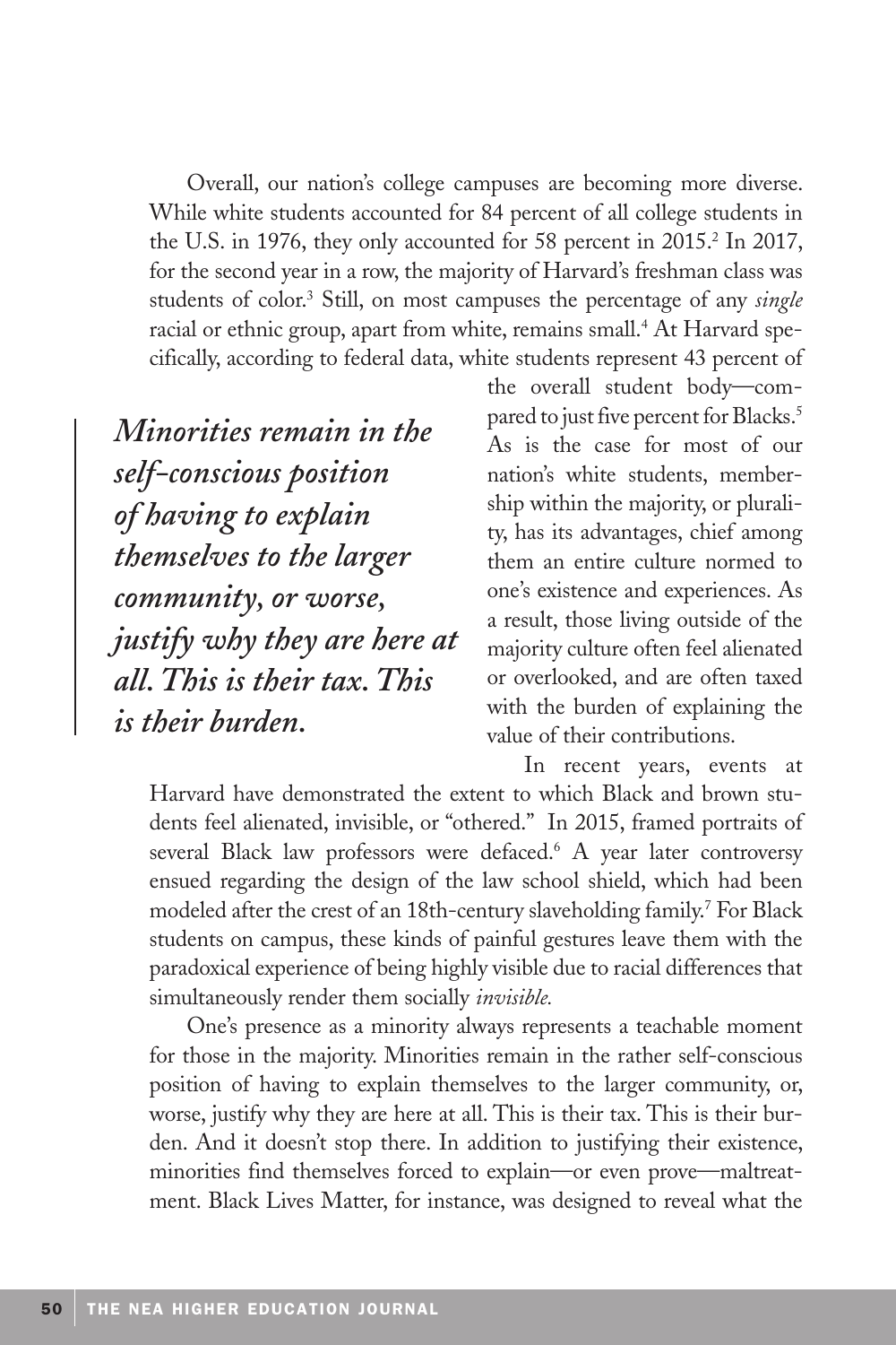Overall, our nation's college campuses are becoming more diverse. While white students accounted for 84 percent of all college students in the U.S. in 1976, they only accounted for 58 percent in 2015.[2] In 2017, for the second year in a row, the majority of Harvard's freshman class was students of color.[3] Still, on most campuses the percentage of any *single* racial or ethnic group, apart from white, remains small.[4] At Harvard specifically, according to federal data, white students represent 43 percent of the overall student body—compared to just five percent for Blacks.[5] As is the case for most of our nation's white students, membership within the majority, or plurality, has its advantages, chief among them an entire culture normed to one's existence and experiences. As a result, those living outside of the majority culture often feel alienated or overlooked, and are often taxed with the burden of explaining the value of their contributions.

> ***Minorities remain in the self-conscious position of having to explain themselves to the larger community, or worse, justify why they are here at all. This is their tax. This is their burden.***

In recent years, events at Harvard have demonstrated the extent to which Black and brown students feel alienated, invisible, or "othered." In 2015, framed portraits of several Black law professors were defaced.[6] A year later controversy ensued regarding the design of the law school shield, which had been modeled after the crest of an 18th-century slaveholding family.[7] For Black students on campus, these kinds of painful gestures leave them with the paradoxical experience of being highly visible due to racial differences that simultaneously render them socially *invisible.*

One's presence as a minority always represents a teachable moment for those in the majority. Minorities remain in the rather self-conscious position of having to explain themselves to the larger community, or, worse, justify why they are here at all. This is their tax. This is their burden. And it doesn't stop there. In addition to justifying their existence, minorities find themselves forced to explain—or even prove—maltreatment. Black Lives Matter, for instance, was designed to reveal what the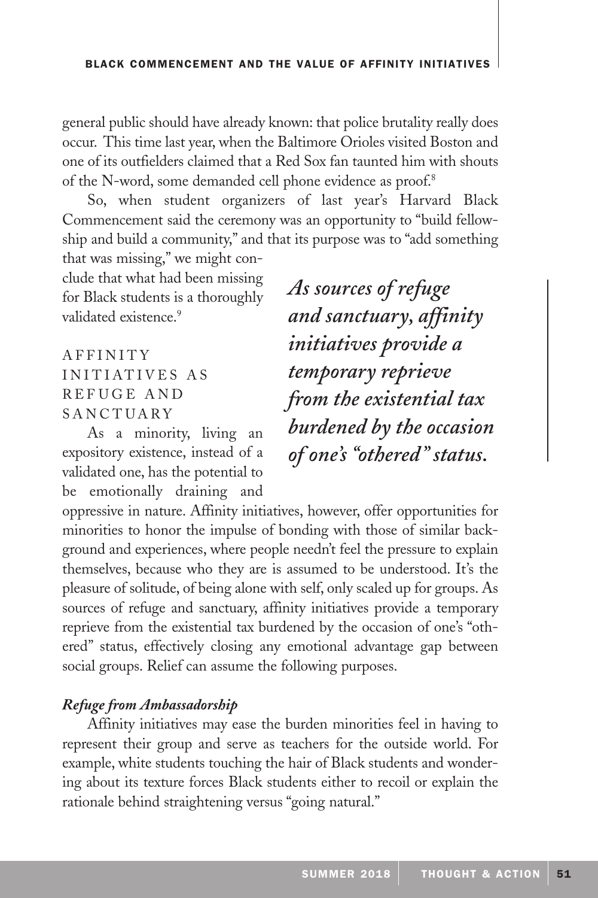general public should have already known: that police brutality really does occur. This time last year, when the Baltimore Orioles visited Boston and one of its outfielders claimed that a Red Sox fan taunted him with shouts of the N-word, some demanded cell phone evidence as proof.[8]

So, when student organizers of last year's Harvard Black Commencement said the ceremony was an opportunity to "build fellowship and build a community," and that its purpose was to "add something that was missing," we might conclude that what had been missing for Black students is a thoroughly validated existence.[9]

*As sources of refuge and sanctuary, affinity initiatives provide a temporary reprieve from the existential tax burdened by the occasion of one's "othered" status.*

## AFFINITY INITIATIVES AS REFUGE AND SANCTUARY

As a minority, living an expository existence, instead of a validated one, has the potential to be emotionally draining and oppressive in nature. Affinity initiatives, however, offer opportunities for minorities to honor the impulse of bonding with those of similar background and experiences, where people needn't feel the pressure to explain themselves, because who they are is assumed to be understood. It's the pleasure of solitude, of being alone with self, only scaled up for groups. As sources of refuge and sanctuary, affinity initiatives provide a temporary reprieve from the existential tax burdened by the occasion of one's "othered" status, effectively closing any emotional advantage gap between social groups. Relief can assume the following purposes.

### *Refuge from Ambassadorship*

Affinity initiatives may ease the burden minorities feel in having to represent their group and serve as teachers for the outside world. For example, white students touching the hair of Black students and wondering about its texture forces Black students either to recoil or explain the rationale behind straightening versus "going natural."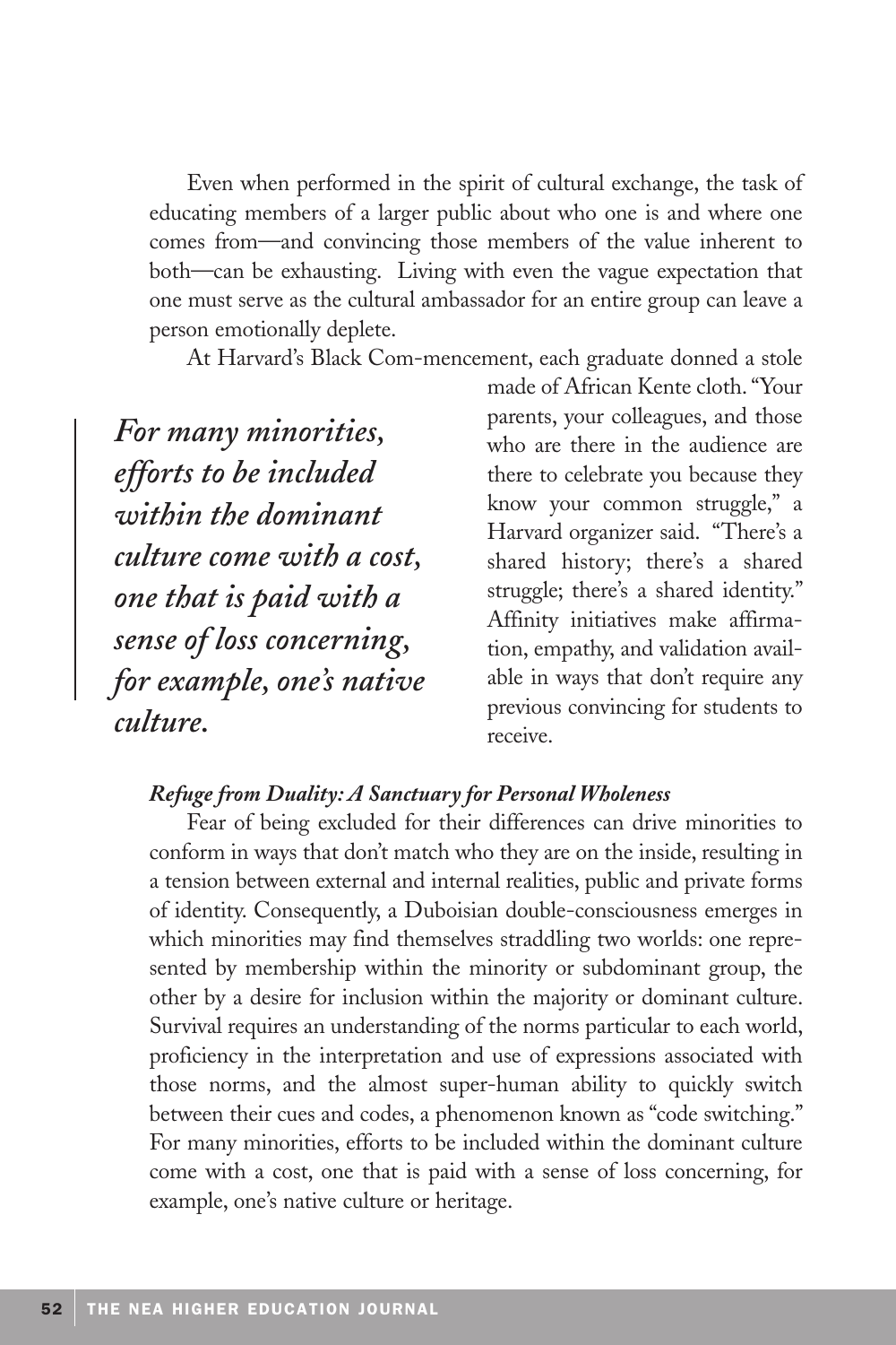Even when performed in the spirit of cultural exchange, the task of educating members of a larger public about who one is and where one comes from—and convincing those members of the value inherent to both—can be exhausting. Living with even the vague expectation that one must serve as the cultural ambassador for an entire group can leave a person emotionally deplete.

At Harvard's Black Com-mencement, each graduate donned a stole made of African Kente cloth. "Your parents, your colleagues, and those who are there in the audience are there to celebrate you because they know your common struggle," a Harvard organizer said. "There's a shared history; there's a shared struggle; there's a shared identity." Affinity initiatives make affirmation, empathy, and validation available in ways that don't require any previous convincing for students to receive.

> ***For many minorities, efforts to be included within the dominant culture come with a cost, one that is paid with a sense of loss concerning, for example, one's native culture.***

#### *Refuge from Duality: A Sanctuary for Personal Wholeness*

Fear of being excluded for their differences can drive minorities to conform in ways that don't match who they are on the inside, resulting in a tension between external and internal realities, public and private forms of identity. Consequently, a Duboisian double-consciousness emerges in which minorities may find themselves straddling two worlds: one represented by membership within the minority or subdominant group, the other by a desire for inclusion within the majority or dominant culture. Survival requires an understanding of the norms particular to each world, proficiency in the interpretation and use of expressions associated with those norms, and the almost super-human ability to quickly switch between their cues and codes, a phenomenon known as "code switching." For many minorities, efforts to be included within the dominant culture come with a cost, one that is paid with a sense of loss concerning, for example, one's native culture or heritage.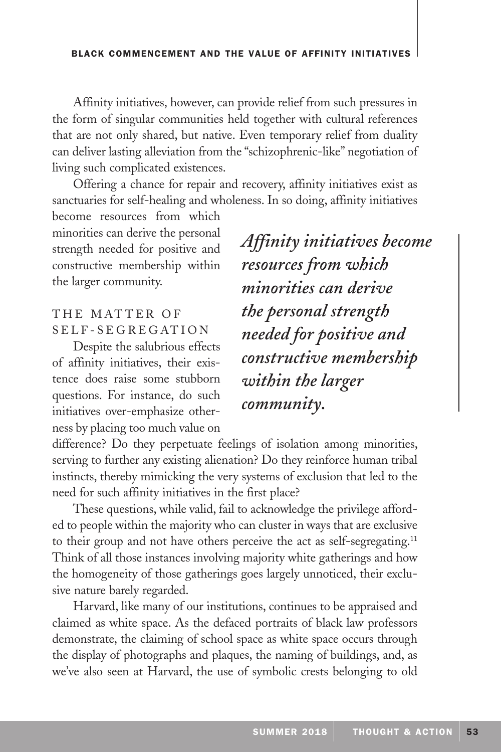Affinity initiatives, however, can provide relief from such pressures in the form of singular communities held together with cultural references that are not only shared, but native. Even temporary relief from duality can deliver lasting alleviation from the "schizophrenic-like" negotiation of living such complicated existences.

Offering a chance for repair and recovery, affinity initiatives exist as sanctuaries for self-healing and wholeness. In so doing, affinity initiatives become resources from which minorities can derive the personal strength needed for positive and constructive membership within the larger community.

> ***Affinity initiatives become resources from which minorities can derive the personal strength needed for positive and constructive membership within the larger community.***

## THE MATTER OF SELF-SEGREGATION

Despite the salubrious effects of affinity initiatives, their existence does raise some stubborn questions. For instance, do such initiatives over-emphasize otherness by placing too much value on difference? Do they perpetuate feelings of isolation among minorities, serving to further any existing alienation? Do they reinforce human tribal instincts, thereby mimicking the very systems of exclusion that led to the need for such affinity initiatives in the first place?

These questions, while valid, fail to acknowledge the privilege afforded to people within the majority who can cluster in ways that are exclusive to their group and not have others perceive the act as self-segregating.[11] Think of all those instances involving majority white gatherings and how the homogeneity of those gatherings goes largely unnoticed, their exclusive nature barely regarded.

Harvard, like many of our institutions, continues to be appraised and claimed as white space. As the defaced portraits of black law professors demonstrate, the claiming of school space as white space occurs through the display of photographs and plaques, the naming of buildings, and, as we've also seen at Harvard, the use of symbolic crests belonging to old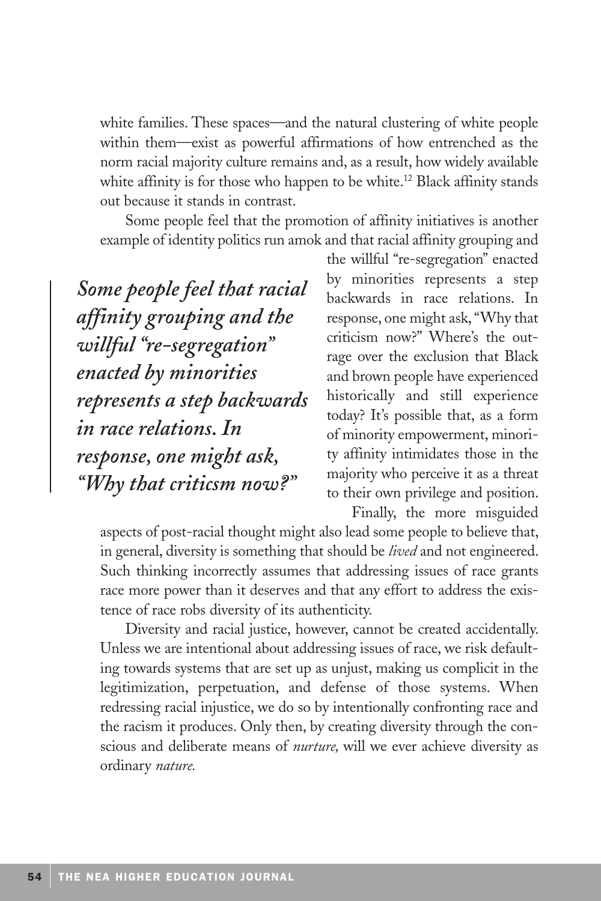white families. These spaces—and the natural clustering of white people within them—exist as powerful affirmations of how entrenched as the norm racial majority culture remains and, as a result, how widely available white affinity is for those who happen to be white.[12] Black affinity stands out because it stands in contrast.

Some people feel that the promotion of affinity initiatives is another example of identity politics run amok and that racial affinity grouping and the willful "re-segregation" enacted by minorities represents a step backwards in race relations. In response, one might ask, "Why that criticism now?" Where's the outrage over the exclusion that Black and brown people have experienced historically and still experience today? It's possible that, as a form of minority empowerment, minority affinity intimidates those in the majority who perceive it as a threat to their own privilege and position.

> ***Some people feel that racial affinity grouping and the willful "re-segregation" enacted by minorities represents a step backwards in race relations. In response, one might ask, "Why that criticsm now?"***

Finally, the more misguided aspects of post-racial thought might also lead some people to believe that, in general, diversity is something that should be *lived* and not engineered. Such thinking incorrectly assumes that addressing issues of race grants race more power than it deserves and that any effort to address the existence of race robs diversity of its authenticity.

Diversity and racial justice, however, cannot be created accidentally. Unless we are intentional about addressing issues of race, we risk defaulting towards systems that are set up as unjust, making us complicit in the legitimization, perpetuation, and defense of those systems. When redressing racial injustice, we do so by intentionally confronting race and the racism it produces. Only then, by creating diversity through the conscious and deliberate means of *nurture,* will we ever achieve diversity as ordinary *nature.*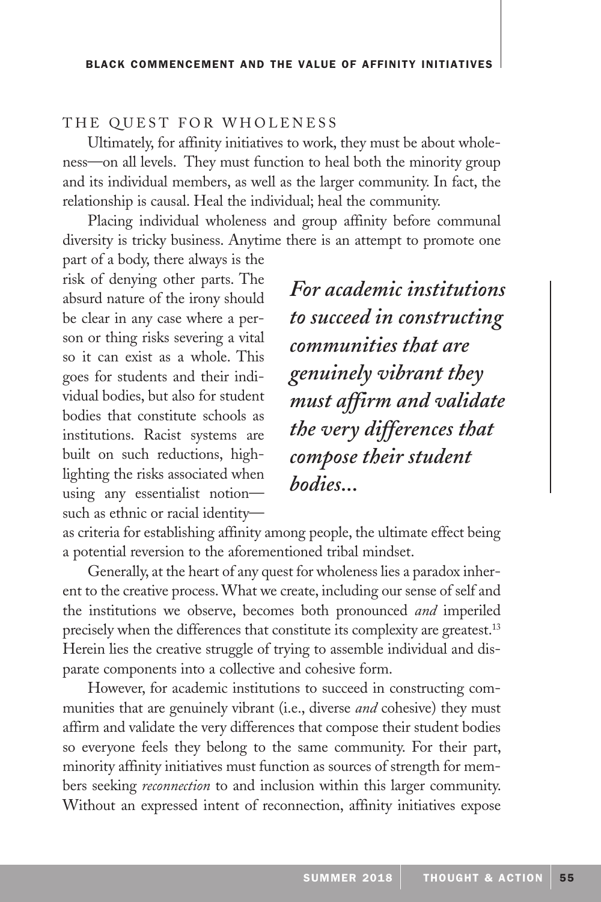## THE QUEST FOR WHOLENESS

Ultimately, for affinity initiatives to work, they must be about wholeness—on all levels. They must function to heal both the minority group and its individual members, as well as the larger community. In fact, the relationship is causal. Heal the individual; heal the community.

Placing individual wholeness and group affinity before communal diversity is tricky business. Anytime there is an attempt to promote one part of a body, there always is the risk of denying other parts. The absurd nature of the irony should be clear in any case where a person or thing risks severing a vital so it can exist as a whole. This goes for students and their individual bodies, but also for student bodies that constitute schools as institutions. Racist systems are built on such reductions, highlighting the risks associated when using any essentialist notion—such as ethnic or racial identity—as criteria for establishing affinity among people, the ultimate effect being a potential reversion to the aforementioned tribal mindset.

> ***For academic institutions to succeed in constructing communities that are genuinely vibrant they must affirm and validate the very differences that compose their student bodies...***

Generally, at the heart of any quest for wholeness lies a paradox inherent to the creative process. What we create, including our sense of self and the institutions we observe, becomes both pronounced *and* imperiled precisely when the differences that constitute its complexity are greatest.[13] Herein lies the creative struggle of trying to assemble individual and disparate components into a collective and cohesive form.

However, for academic institutions to succeed in constructing communities that are genuinely vibrant (i.e., diverse *and* cohesive) they must affirm and validate the very differences that compose their student bodies so everyone feels they belong to the same community. For their part, minority affinity initiatives must function as sources of strength for members seeking *reconnection* to and inclusion within this larger community. Without an expressed intent of reconnection, affinity initiatives expose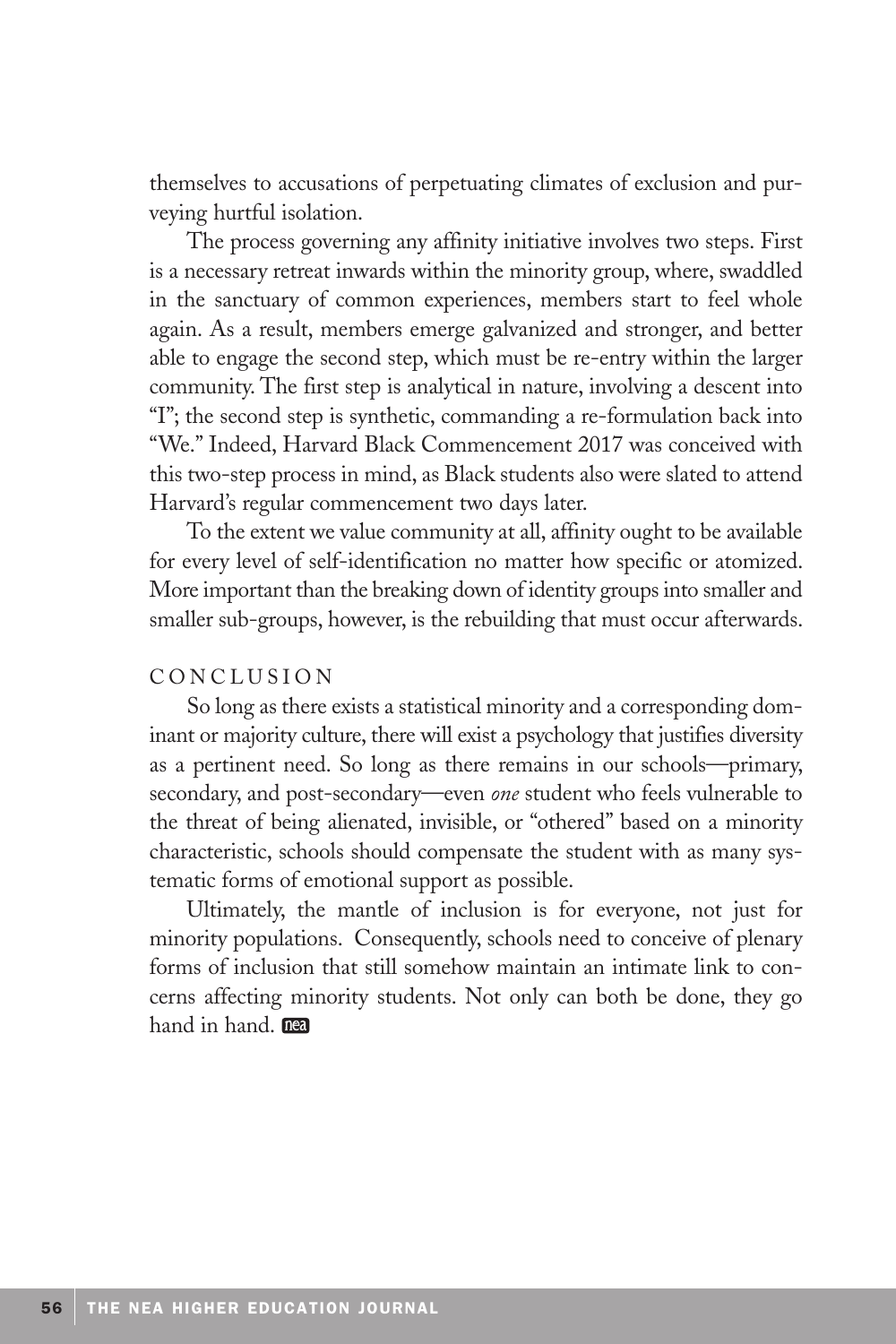themselves to accusations of perpetuating climates of exclusion and purveying hurtful isolation.

The process governing any affinity initiative involves two steps. First is a necessary retreat inwards within the minority group, where, swaddled in the sanctuary of common experiences, members start to feel whole again. As a result, members emerge galvanized and stronger, and better able to engage the second step, which must be re-entry within the larger community. The first step is analytical in nature, involving a descent into "I"; the second step is synthetic, commanding a re-formulation back into "We." Indeed, Harvard Black Commencement 2017 was conceived with this two-step process in mind, as Black students also were slated to attend Harvard's regular commencement two days later.

To the extent we value community at all, affinity ought to be available for every level of self-identification no matter how specific or atomized. More important than the breaking down of identity groups into smaller and smaller sub-groups, however, is the rebuilding that must occur afterwards.

## CONCLUSION

So long as there exists a statistical minority and a corresponding dominant or majority culture, there will exist a psychology that justifies diversity as a pertinent need. So long as there remains in our schools—primary, secondary, and post-secondary—even *one* student who feels vulnerable to the threat of being alienated, invisible, or "othered" based on a minority characteristic, schools should compensate the student with as many systematic forms of emotional support as possible.

Ultimately, the mantle of inclusion is for everyone, not just for minority populations. Consequently, schools need to conceive of plenary forms of inclusion that still somehow maintain an intimate link to concerns affecting minority students. Not only can both be done, they go hand in hand.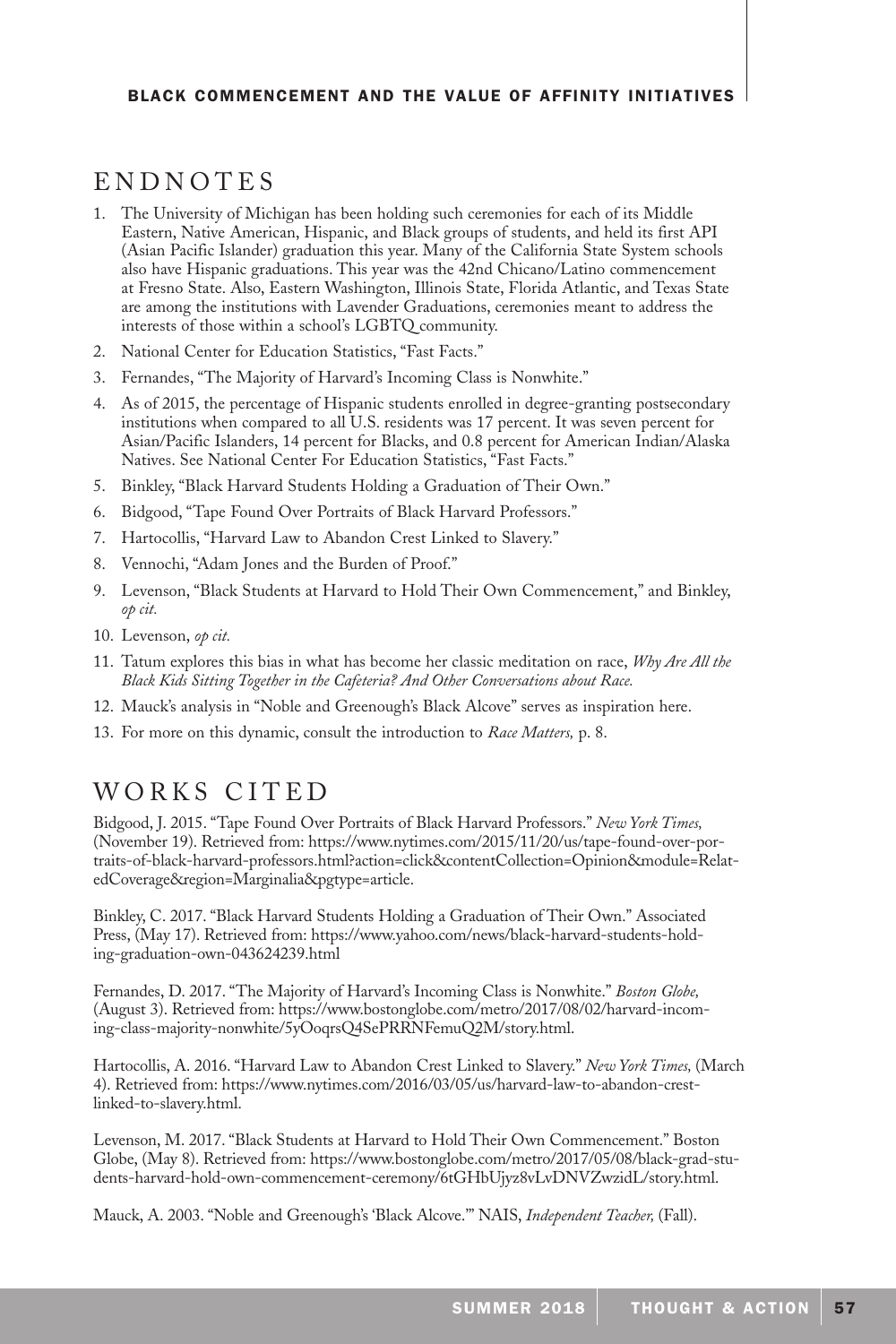## ENDNOTES

1. The University of Michigan has been holding such ceremonies for each of its Middle Eastern, Native American, Hispanic, and Black groups of students, and held its first API (Asian Pacific Islander) graduation this year. Many of the California State System schools also have Hispanic graduations. This year was the 42nd Chicano/Latino commencement at Fresno State. Also, Eastern Washington, Illinois State, Florida Atlantic, and Texas State are among the institutions with Lavender Graduations, ceremonies meant to address the interests of those within a school's LGBTQ community.
2. National Center for Education Statistics, "Fast Facts."
3. Fernandes, "The Majority of Harvard's Incoming Class is Nonwhite."
4. As of 2015, the percentage of Hispanic students enrolled in degree-granting postsecondary institutions when compared to all U.S. residents was 17 percent. It was seven percent for Asian/Pacific Islanders, 14 percent for Blacks, and 0.8 percent for American Indian/Alaska Natives. See National Center For Education Statistics, "Fast Facts."
5. Binkley, "Black Harvard Students Holding a Graduation of Their Own."
6. Bidgood, "Tape Found Over Portraits of Black Harvard Professors."
7. Hartocollis, "Harvard Law to Abandon Crest Linked to Slavery."
8. Vennochi, "Adam Jones and the Burden of Proof."
9. Levenson, "Black Students at Harvard to Hold Their Own Commencement," and Binkley, *op cit.*
10. Levenson, *op cit.*
11. Tatum explores this bias in what has become her classic meditation on race, *Why Are All the Black Kids Sitting Together in the Cafeteria? And Other Conversations about Race.*
12. Mauck's analysis in "Noble and Greenough's Black Alcove" serves as inspiration here.
13. For more on this dynamic, consult the introduction to *Race Matters,* p. 8.

## WORKS CITED

Bidgood, J. 2015. "Tape Found Over Portraits of Black Harvard Professors." *New York Times,* (November 19). Retrieved from: https://www.nytimes.com/2015/11/20/us/tape-found-over-portraits-of-black-harvard-professors.html?action=click&contentCollection=Opinion&module=RelatedCoverage&region=Marginalia&pgtype=article.

Binkley, C. 2017. "Black Harvard Students Holding a Graduation of Their Own." Associated Press, (May 17). Retrieved from: https://www.yahoo.com/news/black-harvard-students-holding-graduation-own-043624239.html

Fernandes, D. 2017. "The Majority of Harvard's Incoming Class is Nonwhite." *Boston Globe,* (August 3). Retrieved from: https://www.bostonglobe.com/metro/2017/08/02/harvard-incoming-class-majority-nonwhite/5yOoqrsQ4SePRRNFemuQ2M/story.html.

Hartocollis, A. 2016. "Harvard Law to Abandon Crest Linked to Slavery." *New York Times,* (March 4). Retrieved from: https://www.nytimes.com/2016/03/05/us/harvard-law-to-abandon-crest-linked-to-slavery.html.

Levenson, M. 2017. "Black Students at Harvard to Hold Their Own Commencement." Boston Globe, (May 8). Retrieved from: https://www.bostonglobe.com/metro/2017/05/08/black-grad-students-harvard-hold-own-commencement-ceremony/6tGHbUjyz8vLvDNVZwzidL/story.html.

Mauck, A. 2003. "Noble and Greenough's 'Black Alcove.'" NAIS, *Independent Teacher,* (Fall).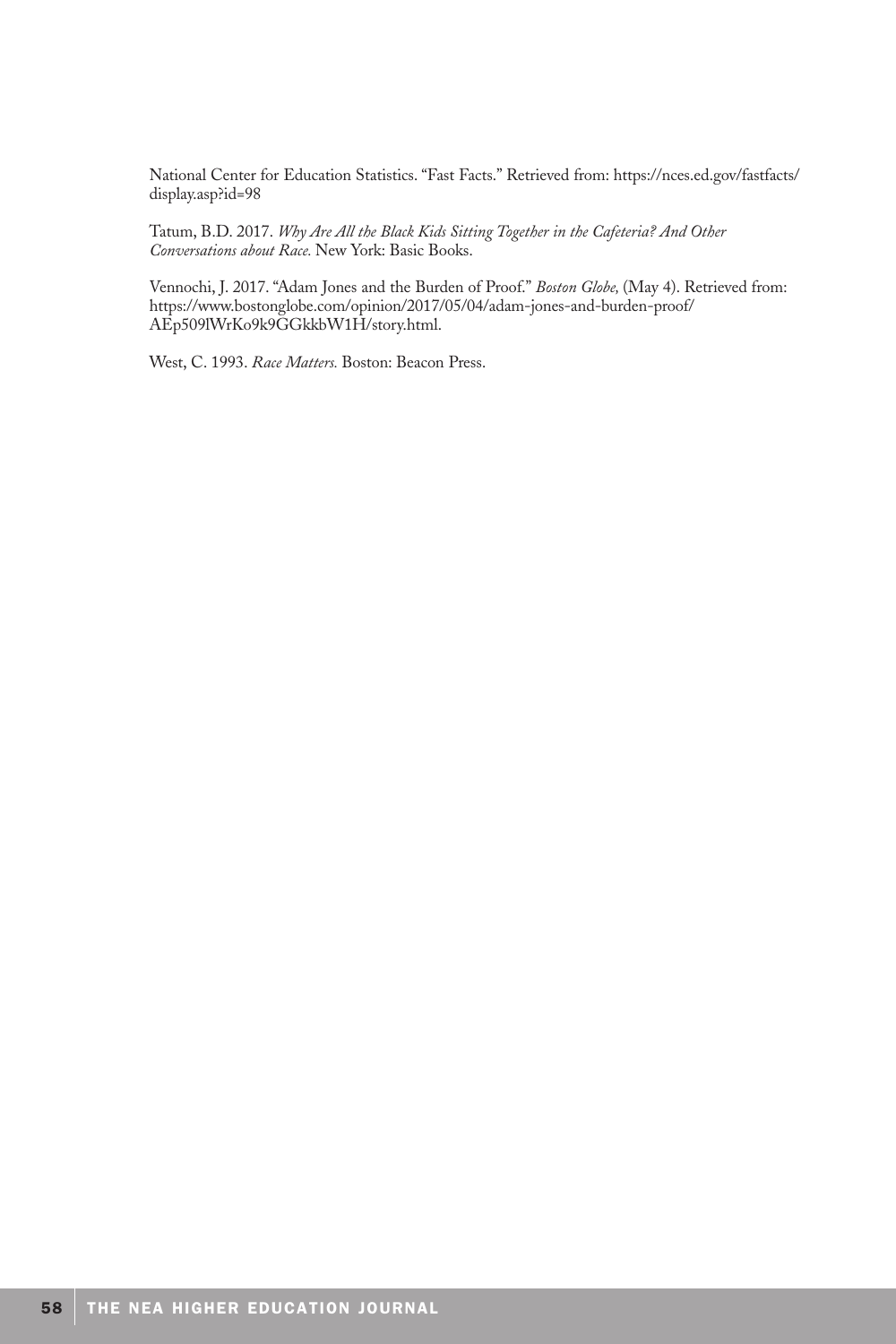National Center for Education Statistics. "Fast Facts." Retrieved from: https://nces.ed.gov/fastfacts/display.asp?id=98

Tatum, B.D. 2017. *Why Are All the Black Kids Sitting Together in the Cafeteria? And Other Conversations about Race.* New York: Basic Books.

Vennochi, J. 2017. "Adam Jones and the Burden of Proof." *Boston Globe,* (May 4). Retrieved from: https://www.bostonglobe.com/opinion/2017/05/04/adam-jones-and-burden-proof/AEp509lWrKo9k9GGkkbW1H/story.html.

West, C. 1993. *Race Matters.* Boston: Beacon Press.